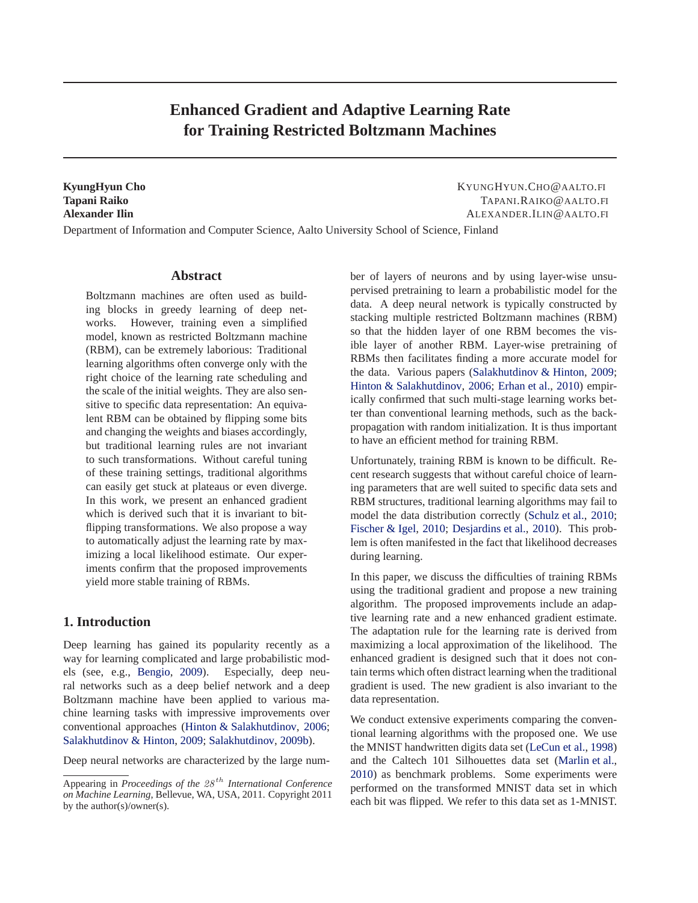# Enhanced Gradient and Adaptive Learning Rate for Training Restricted Boltzmann Machines

**KyungHyun Cho** KYUNGHYUN.CHO@AALTO.FI
**Tapani Raiko** TAPANI.RAIKO@AALTO.FI
**Alexander Ilin** ALEXANDER.ILIN@AALTO.FI

Department of Information and Computer Science, Aalto University School of Science, Finland

## Abstract

Boltzmann machines are often used as building blocks in greedy learning of deep networks. However, training even a simplified model, known as restricted Boltzmann machine (RBM), can be extremely laborious: Traditional learning algorithms often converge only with the right choice of the learning rate scheduling and the scale of the initial weights. They are also sensitive to specific data representation: An equivalent RBM can be obtained by flipping some bits and changing the weights and biases accordingly, but traditional learning rules are not invariant to such transformations. Without careful tuning of these training settings, traditional algorithms can easily get stuck at plateaus or even diverge. In this work, we present an enhanced gradient which is derived such that it is invariant to bit-flipping transformations. We also propose a way to automatically adjust the learning rate by maximizing a local likelihood estimate. Our experiments confirm that the proposed improvements yield more stable training of RBMs.

## 1. Introduction

Deep learning has gained its popularity recently as a way for learning complicated and large probabilistic models (see, e.g., Bengio, 2009). Especially, deep neural networks such as a deep belief network and a deep Boltzmann machine have been applied to various machine learning tasks with impressive improvements over conventional approaches (Hinton & Salakhutdinov, 2006; Salakhutdinov & Hinton, 2009; Salakhutdinov, 2009b).

Deep neural networks are characterized by the large number of layers of neurons and by using layer-wise unsupervised pretraining to learn a probabilistic model for the data. A deep neural network is typically constructed by stacking multiple restricted Boltzmann machines (RBM) so that the hidden layer of one RBM becomes the visible layer of another RBM. Layer-wise pretraining of RBMs then facilitates finding a more accurate model for the data. Various papers (Salakhutdinov & Hinton, 2009; Hinton & Salakhutdinov, 2006; Erhan et al., 2010) empirically confirmed that such multi-stage learning works better than conventional learning methods, such as the backpropagation with random initialization. It is thus important to have an efficient method for training RBM.

Unfortunately, training RBM is known to be difficult. Recent research suggests that without careful choice of learning parameters that are well suited to specific data sets and RBM structures, traditional learning algorithms may fail to model the data distribution correctly (Schulz et al., 2010; Fischer & Igel, 2010; Desjardins et al., 2010). This problem is often manifested in the fact that likelihood decreases during learning.

In this paper, we discuss the difficulties of training RBMs using the traditional gradient and propose a new training algorithm. The proposed improvements include an adaptive learning rate and a new enhanced gradient estimate. The adaptation rule for the learning rate is derived from maximizing a local approximation of the likelihood. The enhanced gradient is designed such that it does not contain terms which often distract learning when the traditional gradient is used. The new gradient is also invariant to the data representation.

We conduct extensive experiments comparing the conventional learning algorithms with the proposed one. We use the MNIST handwritten digits data set (LeCun et al., 1998) and the Caltech 101 Silhouettes data set (Marlin et al., 2010) as benchmark problems. Some experiments were performed on the transformed MNIST data set in which each bit was flipped. We refer to this data set as 1-MNIST.

---

Appearing in *Proceedings of the $28^{th}$ International Conference on Machine Learning*, Bellevue, WA, USA, 2011. Copyright 2011 by the author(s)/owner(s).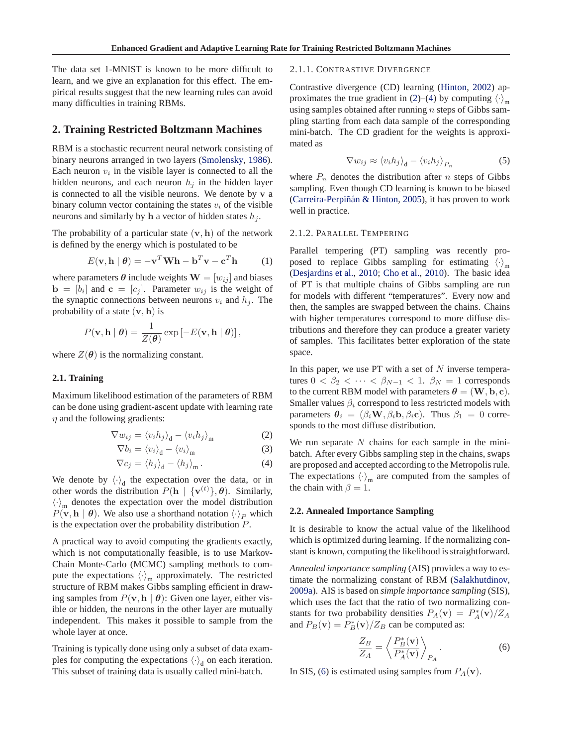The data set 1-MNIST is known to be more difficult to learn, and we give an explanation for this effect. The empirical results suggest that the new learning rules can avoid many difficulties in training RBMs.

## 2. Training Restricted Boltzmann Machines

RBM is a stochastic recurrent neural network consisting of binary neurons arranged in two layers (Smolensky, 1986). Each neuron $v_i$ in the visible layer is connected to all the hidden neurons, and each neuron $h_j$ in the hidden layer is connected to all the visible neurons. We denote by $\mathbf{v}$ a binary column vector containing the states $v_i$ of the visible neurons and similarly by $\mathbf{h}$ a vector of hidden states $h_j$.

The probability of a particular state $(\mathbf{v}, \mathbf{h})$ of the network is defined by the energy which is postulated to be

$$E(\mathbf{v}, \mathbf{h} \mid \boldsymbol{\theta}) = -\mathbf{v}^T \mathbf{W} \mathbf{h} - \mathbf{b}^T \mathbf{v} - \mathbf{c}^T \mathbf{h} \tag{1}$$

where parameters $\boldsymbol{\theta}$ include weights $\mathbf{W} = [w_{ij}]$ and biases $\mathbf{b} = [b_i]$ and $\mathbf{c} = [c_j]$. Parameter $w_{ij}$ is the weight of the synaptic connections between neurons $v_i$ and $h_j$. The probability of a state $(\mathbf{v}, \mathbf{h})$ is

$$P(\mathbf{v}, \mathbf{h} \mid \boldsymbol{\theta}) = \frac{1}{Z(\boldsymbol{\theta})} \exp\left[-E(\mathbf{v}, \mathbf{h} \mid \boldsymbol{\theta})\right],$$

where $Z(\boldsymbol{\theta})$ is the normalizing constant.

### 2.1. Training

Maximum likelihood estimation of the parameters of RBM can be done using gradient-ascent update with learning rate $\eta$ and the following gradients:

$$\nabla w_{ij} = \langle v_i h_j \rangle_{\mathrm{d}} - \langle v_i h_j \rangle_{\mathrm{m}} \tag{2}$$

$$\nabla b_i = \langle v_i \rangle_{\mathrm{d}} - \langle v_i \rangle_{\mathrm{m}} \tag{3}$$

$$\nabla c_j = \langle h_j \rangle_{\mathrm{d}} - \langle h_j \rangle_{\mathrm{m}}. \tag{4}$$

We denote by $\langle \cdot \rangle_{\mathrm{d}}$ the expectation over the data, or in other words the distribution $P(\mathbf{h} \mid \{\mathbf{v}^{(t)}\}, \boldsymbol{\theta})$. Similarly, $\langle \cdot \rangle_{\mathrm{m}}$ denotes the expectation over the model distribution $P(\mathbf{v}, \mathbf{h} \mid \boldsymbol{\theta})$. We also use a shorthand notation $\langle \cdot \rangle_P$ which is the expectation over the probability distribution $P$.

A practical way to avoid computing the gradients exactly, which is not computationally feasible, is to use Markov-Chain Monte-Carlo (MCMC) sampling methods to compute the expectations $\langle \cdot \rangle_{\mathrm{m}}$ approximately. The restricted structure of RBM makes Gibbs sampling efficient in drawing samples from $P(\mathbf{v}, \mathbf{h} \mid \boldsymbol{\theta})$: Given one layer, either visible or hidden, the neurons in the other layer are mutually independent. This makes it possible to sample from the whole layer at once.

Training is typically done using only a subset of data examples for computing the expectations $\langle \cdot \rangle_{\mathrm{d}}$ on each iteration. This subset of training data is usually called mini-batch.

#### 2.1.1. Contrastive Divergence

Contrastive divergence (CD) learning (Hinton, 2002) approximates the true gradient in (2)–(4) by computing $\langle \cdot \rangle_{\mathrm{m}}$ using samples obtained after running $n$ steps of Gibbs sampling starting from each data sample of the corresponding mini-batch. The CD gradient for the weights is approximated as

$$\nabla w_{ij} \approx \langle v_i h_j \rangle_{\mathrm{d}} - \langle v_i h_j \rangle_{P_n} \tag{5}$$

where $P_n$ denotes the distribution after $n$ steps of Gibbs sampling. Even though CD learning is known to be biased (Carreira-Perpiñán & Hinton, 2005), it has proven to work well in practice.

#### 2.1.2. Parallel Tempering

Parallel tempering (PT) sampling was recently proposed to replace Gibbs sampling for estimating $\langle \cdot \rangle_{\mathrm{m}}$ (Desjardins et al., 2010; Cho et al., 2010). The basic idea of PT is that multiple chains of Gibbs sampling are run for models with different "temperatures". Every now and then, the samples are swapped between the chains. Chains with higher temperatures correspond to more diffuse distributions and therefore they can produce a greater variety of samples. This facilitates better exploration of the state space.

In this paper, we use PT with a set of $N$ inverse temperatures $0 < \beta_2 < \cdots < \beta_{N-1} < 1$. $\beta_N = 1$ corresponds to the current RBM model with parameters $\boldsymbol{\theta} = (\mathbf{W}, \mathbf{b}, \mathbf{c})$. Smaller values $\beta_i$ correspond to less restricted models with parameters $\boldsymbol{\theta}_i = (\beta_i \mathbf{W}, \beta_i \mathbf{b}, \beta_i \mathbf{c})$. Thus $\beta_1 = 0$ corresponds to the most diffuse distribution.

We run separate $N$ chains for each sample in the mini-batch. After every Gibbs sampling step in the chains, swaps are proposed and accepted according to the Metropolis rule. The expectations $\langle \cdot \rangle_{\mathrm{m}}$ are computed from the samples of the chain with $\beta = 1$.

### 2.2. Annealed Importance Sampling

It is desirable to know the actual value of the likelihood which is optimized during learning. If the normalizing constant is known, computing the likelihood is straightforward.

*Annealed importance sampling* (AIS) provides a way to estimate the normalizing constant of RBM (Salakhutdinov, 2009a). AIS is based on *simple importance sampling* (SIS), which uses the fact that the ratio of two normalizing constants for two probability densities $P_A(\mathbf{v}) = P_A^*(\mathbf{v})/Z_A$ and $P_B(\mathbf{v}) = P_B^*(\mathbf{v})/Z_B$ can be computed as:

$$\frac{Z_B}{Z_A} = \left\langle \frac{P_B^*(\mathbf{v})}{P_A^*(\mathbf{v})} \right\rangle_{P_A}. \tag{6}$$

In SIS, (6) is estimated using samples from $P_A(\mathbf{v})$.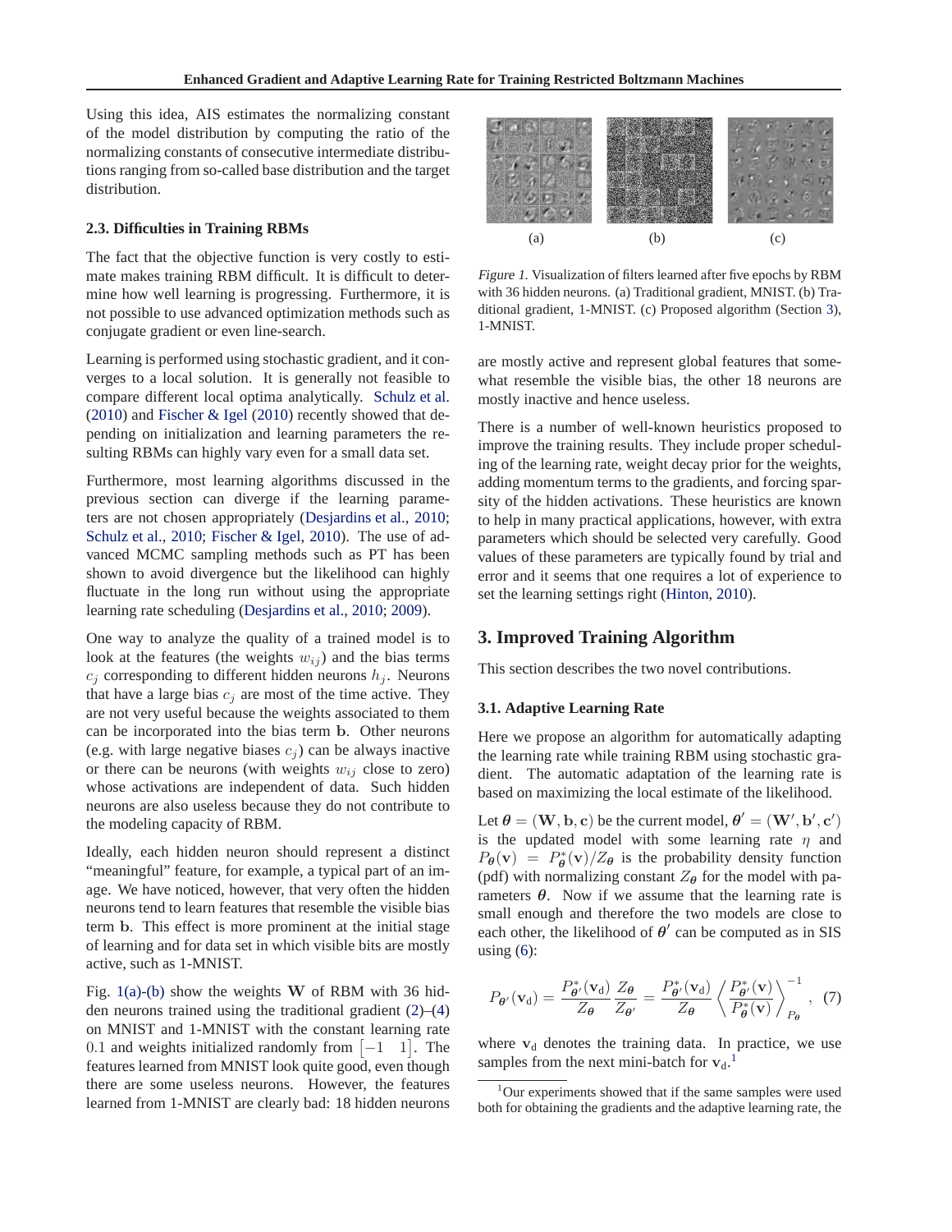Using this idea, AIS estimates the normalizing constant of the model distribution by computing the ratio of the normalizing constants of consecutive intermediate distributions ranging from so-called base distribution and the target distribution.

### 2.3. Difficulties in Training RBMs

The fact that the objective function is very costly to estimate makes training RBM difficult. It is difficult to determine how well learning is progressing. Furthermore, it is not possible to use advanced optimization methods such as conjugate gradient or even line-search.

Learning is performed using stochastic gradient, and it converges to a local solution. It is generally not feasible to compare different local optima analytically. Schulz et al. (2010) and Fischer & Igel (2010) recently showed that depending on initialization and learning parameters the resulting RBMs can highly vary even for a small data set.

Furthermore, most learning algorithms discussed in the previous section can diverge if the learning parameters are not chosen appropriately (Desjardins et al., 2010; Schulz et al., 2010; Fischer & Igel, 2010). The use of advanced MCMC sampling methods such as PT has been shown to avoid divergence but the likelihood can highly fluctuate in the long run without using the appropriate learning rate scheduling (Desjardins et al., 2010; 2009).

One way to analyze the quality of a trained model is to look at the features (the weights $w_{ij}$) and the bias terms $c_j$ corresponding to different hidden neurons $h_j$. Neurons that have a large bias $c_j$ are most of the time active. They are not very useful because the weights associated to them can be incorporated into the bias term $\mathbf{b}$. Other neurons (e.g. with large negative biases $c_j$) can be always inactive or there can be neurons (with weights $w_{ij}$ close to zero) whose activations are independent of data. Such hidden neurons are also useless because they do not contribute to the modeling capacity of RBM.

Ideally, each hidden neuron should represent a distinct "meaningful" feature, for example, a typical part of an image. We have noticed, however, that very often the hidden neurons tend to learn features that resemble the visible bias term $\mathbf{b}$. This effect is more prominent at the initial stage of learning and for data set in which visible bits are mostly active, such as 1-MNIST.

Fig. 1(a)-(b) show the weights $\mathbf{W}$ of RBM with 36 hidden neurons trained using the traditional gradient (2)–(4) on MNIST and 1-MNIST with the constant learning rate $0.1$ and weights initialized randomly from $\begin{bmatrix}-1 & 1\end{bmatrix}$. The features learned from MNIST look quite good, even though there are some useless neurons. However, the features learned from 1-MNIST are clearly bad: 18 hidden neurons are mostly active and represent global features that somewhat resemble the visible bias, the other 18 neurons are mostly inactive and hence useless.

(a) (b) (c)

*Figure 1.* Visualization of filters learned after five epochs by RBM with 36 hidden neurons. (a) Traditional gradient, MNIST. (b) Traditional gradient, 1-MNIST. (c) Proposed algorithm (Section 3), 1-MNIST.

There is a number of well-known heuristics proposed to improve the training results. They include proper scheduling of the learning rate, weight decay prior for the weights, adding momentum terms to the gradients, and forcing sparsity of the hidden activations. These heuristics are known to help in many practical applications, however, with extra parameters which should be selected very carefully. Good values of these parameters are typically found by trial and error and it seems that one requires a lot of experience to set the learning settings right (Hinton, 2010).

## 3. Improved Training Algorithm

This section describes the two novel contributions.

### 3.1. Adaptive Learning Rate

Here we propose an algorithm for automatically adapting the learning rate while training RBM using stochastic gradient. The automatic adaptation of the learning rate is based on maximizing the local estimate of the likelihood.

Let $\boldsymbol{\theta} = (\mathbf{W}, \mathbf{b}, \mathbf{c})$ be the current model, $\boldsymbol{\theta}' = (\mathbf{W}', \mathbf{b}', \mathbf{c}')$ is the updated model with some learning rate $\eta$ and $P_{\boldsymbol{\theta}}(\mathbf{v}) = P^*_{\boldsymbol{\theta}}(\mathbf{v})/Z_{\boldsymbol{\theta}}$ is the probability density function (pdf) with normalizing constant $Z_{\boldsymbol{\theta}}$ for the model with parameters $\boldsymbol{\theta}$. Now if we assume that the learning rate is small enough and therefore the two models are close to each other, the likelihood of $\boldsymbol{\theta}'$ can be computed as in SIS using (6):

$$P_{\boldsymbol{\theta}'}(\mathbf{v}_{\mathrm{d}}) = \frac{P^*_{\boldsymbol{\theta}'}(\mathbf{v}_{\mathrm{d}})}{Z_{\boldsymbol{\theta}}} \frac{Z_{\boldsymbol{\theta}}}{Z_{\boldsymbol{\theta}'}} = \frac{P^*_{\boldsymbol{\theta}'}(\mathbf{v}_{\mathrm{d}})}{Z_{\boldsymbol{\theta}}} \left\langle \frac{P^*_{\boldsymbol{\theta}'}(\mathbf{v})}{P^*_{\boldsymbol{\theta}}(\mathbf{v})} \right\rangle^{-1}_{P_{\boldsymbol{\theta}}}, \quad (7)$$

where $\mathbf{v}_{\mathrm{d}}$ denotes the training data. In practice, we use samples from the next mini-batch for $\mathbf{v}_{\mathrm{d}}$.[1]

[1] Our experiments showed that if the same samples were used both for obtaining the gradients and the adaptive learning rate, the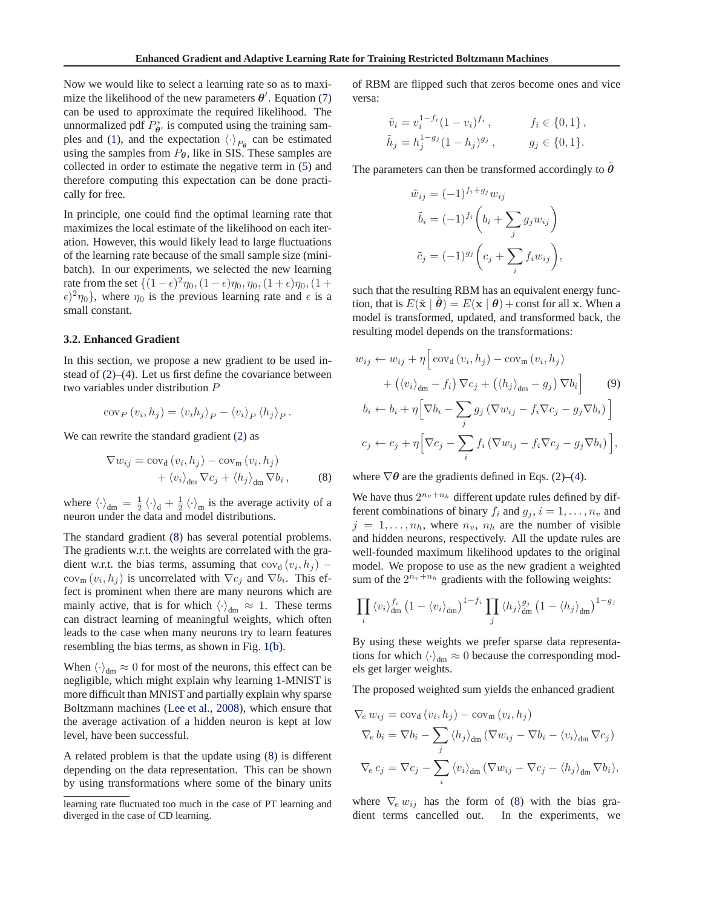Now we would like to select a learning rate so as to maximize the likelihood of the new parameters $\boldsymbol{\theta}'$. Equation (7) can be used to approximate the required likelihood. The unnormalized pdf $P^*_{\boldsymbol{\theta}'}$ is computed using the training samples and (1), and the expectation $\langle \cdot \rangle_{P_{\boldsymbol{\theta}}}$ can be estimated using the samples from $P_{\boldsymbol{\theta}}$, like in SIS. These samples are collected in order to estimate the negative term in (5) and therefore computing this expectation can be done practically for free.

In principle, one could find the optimal learning rate that maximizes the local estimate of the likelihood on each iteration. However, this would likely lead to large fluctuations of the learning rate because of the small sample size (minibatch). In our experiments, we selected the new learning rate from the set $\{(1-\epsilon)^2\eta_0, (1-\epsilon)\eta_0, \eta_0, (1+\epsilon)\eta_0, (1+\epsilon)^2\eta_0\}$, where $\eta_0$ is the previous learning rate and $\epsilon$ is a small constant.

### 3.2. Enhanced Gradient

In this section, we propose a new gradient to be used instead of (2)–(4). Let us first define the covariance between two variables under distribution $P$

$$\operatorname{cov}_P(v_i, h_j) = \langle v_i h_j \rangle_P - \langle v_i \rangle_P \langle h_j \rangle_P .$$

We can rewrite the standard gradient (2) as

$$\nabla w_{ij} = \operatorname{cov}_\text{d}(v_i, h_j) - \operatorname{cov}_\text{m}(v_i, h_j) + \langle v_i \rangle_\text{dm} \nabla c_j + \langle h_j \rangle_\text{dm} \nabla b_i , \tag{8}$$

where $\langle \cdot \rangle_\text{dm} = \frac{1}{2} \langle \cdot \rangle_\text{d} + \frac{1}{2} \langle \cdot \rangle_\text{m}$ is the average activity of a neuron under the data and model distributions.

The standard gradient (8) has several potential problems. The gradients w.r.t. the weights are correlated with the gradient w.r.t. the bias terms, assuming that $\operatorname{cov}_\text{d}(v_i, h_j) - \operatorname{cov}_\text{m}(v_i, h_j)$ is uncorrelated with $\nabla c_j$ and $\nabla b_i$. This effect is prominent when there are many neurons which are mainly active, that is for which $\langle \cdot \rangle_\text{dm} \approx 1$. These terms can distract learning of meaningful weights, which often leads to the case when many neurons try to learn features resembling the bias terms, as shown in Fig. 1(b).

When $\langle \cdot \rangle_\text{dm} \approx 0$ for most of the neurons, this effect can be negligible, which might explain why learning 1-MNIST is more difficult than MNIST and partially explain why sparse Boltzmann machines (Lee et al., 2008), which ensure that the average activation of a hidden neuron is kept at low level, have been successful.

A related problem is that the update using (8) is different depending on the data representation. This can be shown by using transformations where some of the binary units of RBM are flipped such that zeros become ones and vice versa:

$$\tilde{v}_i = v_i^{1-f_i}(1-v_i)^{f_i}, \qquad f_i \in \{0,1\},$$
$$\tilde{h}_j = h_j^{1-g_j}(1-h_j)^{g_j}, \qquad g_j \in \{0,1\}.$$

The parameters can then be transformed accordingly to $\tilde{\boldsymbol{\theta}}$

$$\tilde{w}_{ij} = (-1)^{f_i+g_j} w_{ij}$$
$$\tilde{b}_i = (-1)^{f_i}\left(b_i + \sum_j g_j w_{ij}\right)$$
$$\tilde{c}_j = (-1)^{g_j}\left(c_j + \sum_i f_i w_{ij}\right),$$

such that the resulting RBM has an equivalent energy function, that is $E(\tilde{\mathbf{x}} \mid \tilde{\boldsymbol{\theta}}) = E(\mathbf{x} \mid \boldsymbol{\theta}) + \text{const}$ for all $\mathbf{x}$. When a model is transformed, updated, and transformed back, the resulting model depends on the transformations:

$$\begin{aligned}
w_{ij} &\leftarrow w_{ij} + \eta\Big[\operatorname{cov}_\text{d}(v_i, h_j) - \operatorname{cov}_\text{m}(v_i, h_j) \\
&\qquad + \left(\langle v_i \rangle_\text{dm} - f_i\right)\nabla c_j + \left(\langle h_j \rangle_\text{dm} - g_j\right)\nabla b_i\Big] \qquad (9) \\
b_i &\leftarrow b_i + \eta\Big[\nabla b_i - \sum_j g_j\left(\nabla w_{ij} - f_i \nabla c_j - g_j \nabla b_i\right)\Big] \\
c_j &\leftarrow c_j + \eta\Big[\nabla c_j - \sum_i f_i\left(\nabla w_{ij} - f_i \nabla c_j - g_j \nabla b_i\right)\Big],
\end{aligned}$$

where $\nabla\boldsymbol{\theta}$ are the gradients defined in Eqs. (2)–(4).

We have thus $2^{n_v+n_h}$ different update rules defined by different combinations of binary $f_i$ and $g_j$, $i = 1, \ldots, n_v$ and $j = 1, \ldots, n_h$, where $n_v$, $n_h$ are the number of visible and hidden neurons, respectively. All the update rules are well-founded maximum likelihood updates to the original model. We propose to use as the new gradient a weighted sum of the $2^{n_v+n_h}$ gradients with the following weights:

$$\prod_i \langle v_i \rangle_\text{dm}^{f_i}\left(1 - \langle v_i \rangle_\text{dm}\right)^{1-f_i} \prod_j \langle h_j \rangle_\text{dm}^{g_j}\left(1 - \langle h_j \rangle_\text{dm}\right)^{1-g_j}$$

By using these weights we prefer sparse data representations for which $\langle \cdot \rangle_\text{dm} \approx 0$ because the corresponding models get larger weights.

The proposed weighted sum yields the enhanced gradient

$$\begin{aligned}
\nabla_e w_{ij} &= \operatorname{cov}_\text{d}(v_i, h_j) - \operatorname{cov}_\text{m}(v_i, h_j) \\
\nabla_e b_i &= \nabla b_i - \sum_j \langle h_j \rangle_\text{dm}\left(\nabla w_{ij} - \nabla b_i - \langle v_i \rangle_\text{dm} \nabla c_j\right) \\
\nabla_e c_j &= \nabla c_j - \sum_i \langle v_i \rangle_\text{dm}\left(\nabla w_{ij} - \nabla c_j - \langle h_j \rangle_\text{dm} \nabla b_i\right),
\end{aligned}$$

where $\nabla_e w_{ij}$ has the form of (8) with the bias gradient terms cancelled out. In the experiments, we

learning rate fluctuated too much in the case of PT learning and diverged in the case of CD learning.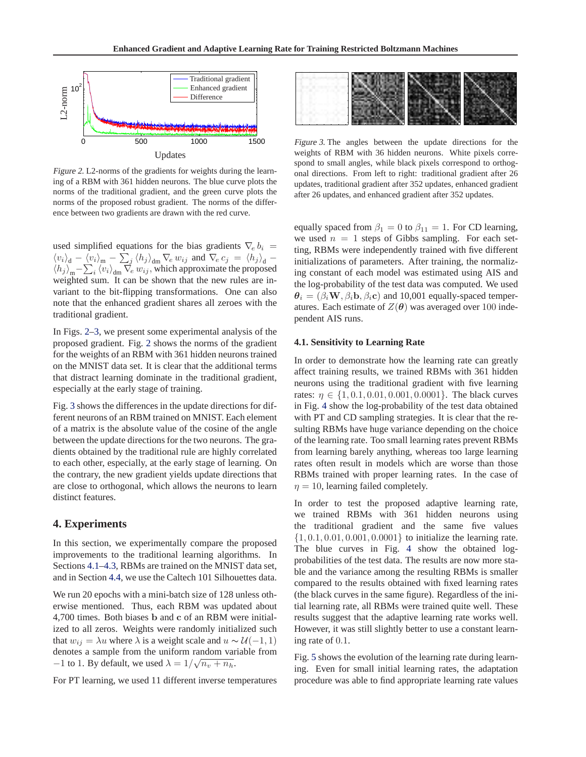Figure 2. L2-norms of the gradients for weights during the learning of a RBM with 361 hidden neurons. The blue curve plots the norms of the traditional gradient, and the green curve plots the norms of the proposed robust gradient. The norms of the difference between two gradients are drawn with the red curve.

used simplified equations for the bias gradients $\nabla_e b_i = \langle v_i \rangle_{\text{d}} - \langle v_i \rangle_{\text{m}} - \sum_j \langle h_j \rangle_{\text{dm}} \nabla_e w_{ij}$ and $\nabla_e c_j = \langle h_j \rangle_{\text{d}} - \langle h_j \rangle_{\text{m}} - \sum_i \langle v_i \rangle_{\text{dm}} \nabla_e w_{ij}$, which approximate the proposed weighted sum. It can be shown that the new rules are invariant to the bit-flipping transformations. One can also note that the enhanced gradient shares all zeroes with the traditional gradient.

In Figs. 2–3, we present some experimental analysis of the proposed gradient. Fig. 2 shows the norms of the gradient for the weights of an RBM with 361 hidden neurons trained on the MNIST data set. It is clear that the additional terms that distract learning dominate in the traditional gradient, especially at the early stage of training.

Fig. 3 shows the differences in the update directions for different neurons of an RBM trained on MNIST. Each element of a matrix is the absolute value of the cosine of the angle between the update directions for the two neurons. The gradients obtained by the traditional rule are highly correlated to each other, especially, at the early stage of learning. On the contrary, the new gradient yields update directions that are close to orthogonal, which allows the neurons to learn distinct features.

Figure 3. The angles between the update directions for the weights of RBM with 36 hidden neurons. White pixels correspond to small angles, while black pixels correspond to orthogonal directions. From left to right: traditional gradient after 26 updates, traditional gradient after 352 updates, enhanced gradient after 26 updates, and enhanced gradient after 352 updates.

## 4. Experiments

In this section, we experimentally compare the proposed improvements to the traditional learning algorithms. In Sections 4.1–4.3, RBMs are trained on the MNIST data set, and in Section 4.4, we use the Caltech 101 Silhouettes data.

We run 20 epochs with a mini-batch size of 128 unless otherwise mentioned. Thus, each RBM was updated about 4,700 times. Both biases $\mathbf{b}$ and $\mathbf{c}$ of an RBM were initialized to all zeros. Weights were randomly initialized such that $w_{ij} = \lambda u$ where $\lambda$ is a weight scale and $u \sim \mathcal{U}(-1, 1)$ denotes a sample from the uniform random variable from $-1$ to 1. By default, we used $\lambda = 1/\sqrt{n_v + n_h}$.

For PT learning, we used 11 different inverse temperatures equally spaced from $\beta_1 = 0$ to $\beta_{11} = 1$. For CD learning, we used $n = 1$ steps of Gibbs sampling. For each setting, RBMs were independently trained with five different initializations of parameters. After training, the normalizing constant of each model was estimated using AIS and the log-probability of the test data was computed. We used $\boldsymbol{\theta}_i = (\beta_i \mathbf{W}, \beta_i \mathbf{b}, \beta_i \mathbf{c})$ and 10,001 equally-spaced temperatures. Each estimate of $Z(\boldsymbol{\theta})$ was averaged over 100 independent AIS runs.

### 4.1. Sensitivity to Learning Rate

In order to demonstrate how the learning rate can greatly affect training results, we trained RBMs with 361 hidden neurons using the traditional gradient with five learning rates: $\eta \in \{1, 0.1, 0.01, 0.001, 0.0001\}$. The black curves in Fig. 4 show the log-probability of the test data obtained with PT and CD sampling strategies. It is clear that the resulting RBMs have huge variance depending on the choice of the learning rate. Too small learning rates prevent RBMs from learning barely anything, whereas too large learning rates often result in models which are worse than those RBMs trained with proper learning rates. In the case of $\eta = 10$, learning failed completely.

In order to test the proposed adaptive learning rate, we trained RBMs with 361 hidden neurons using the traditional gradient and the same five values $\{1, 0.1, 0.01, 0.001, 0.0001\}$ to initialize the learning rate. The blue curves in Fig. 4 show the obtained log-probabilities of the test data. The results are now more stable and the variance among the resulting RBMs is smaller compared to the results obtained with fixed learning rates (the black curves in the same figure). Regardless of the initial learning rate, all RBMs were trained quite well. These results suggest that the adaptive learning rate works well. However, it was still slightly better to use a constant learning rate of $0.1$.

Fig. 5 shows the evolution of the learning rate during learning. Even for small initial learning rates, the adaptation procedure was able to find appropriate learning rate values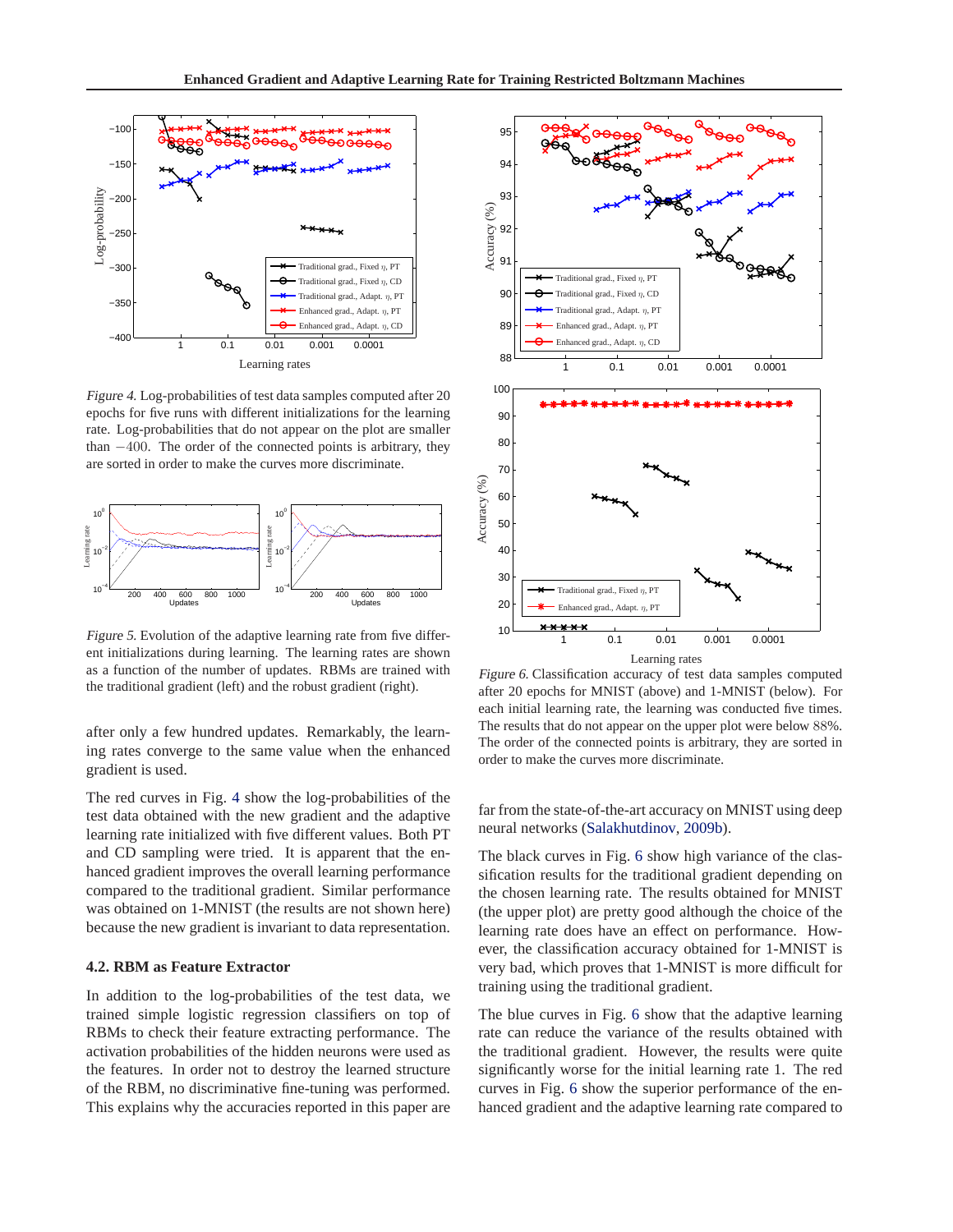*Figure 4.* Log-probabilities of test data samples computed after 20 epochs for five runs with different initializations for the learning rate. Log-probabilities that do not appear on the plot are smaller than $-400$. The order of the connected points is arbitrary, they are sorted in order to make the curves more discriminate.

*Figure 5.* Evolution of the adaptive learning rate from five different initializations during learning. The learning rates are shown as a function of the number of updates. RBMs are trained with the traditional gradient (left) and the robust gradient (right).

after only a few hundred updates. Remarkably, the learning rates converge to the same value when the enhanced gradient is used.

The red curves in Fig. 4 show the log-probabilities of the test data obtained with the new gradient and the adaptive learning rate initialized with five different values. Both PT and CD sampling were tried. It is apparent that the enhanced gradient improves the overall learning performance compared to the traditional gradient. Similar performance was obtained on 1-MNIST (the results are not shown here) because the new gradient is invariant to data representation.

### 4.2. RBM as Feature Extractor

In addition to the log-probabilities of the test data, we trained simple logistic regression classifiers on top of RBMs to check their feature extracting performance. The activation probabilities of the hidden neurons were used as the features. In order not to destroy the learned structure of the RBM, no discriminative fine-tuning was performed. This explains why the accuracies reported in this paper are far from the state-of-the-art accuracy on MNIST using deep neural networks (Salakhutdinov, 2009b).

*Figure 6.* Classification accuracy of test data samples computed after 20 epochs for MNIST (above) and 1-MNIST (below). For each initial learning rate, the learning was conducted five times. The results that do not appear on the upper plot were below 88%. The order of the connected points is arbitrary, they are sorted in order to make the curves more discriminate.

The black curves in Fig. 6 show high variance of the classification results for the traditional gradient depending on the chosen learning rate. The results obtained for MNIST (the upper plot) are pretty good although the choice of the learning rate does have an effect on performance. However, the classification accuracy obtained for 1-MNIST is very bad, which proves that 1-MNIST is more difficult for training using the traditional gradient.

The blue curves in Fig. 6 show that the adaptive learning rate can reduce the variance of the results obtained with the traditional gradient. However, the results were quite significantly worse for the initial learning rate 1. The red curves in Fig. 6 show the superior performance of the enhanced gradient and the adaptive learning rate compared to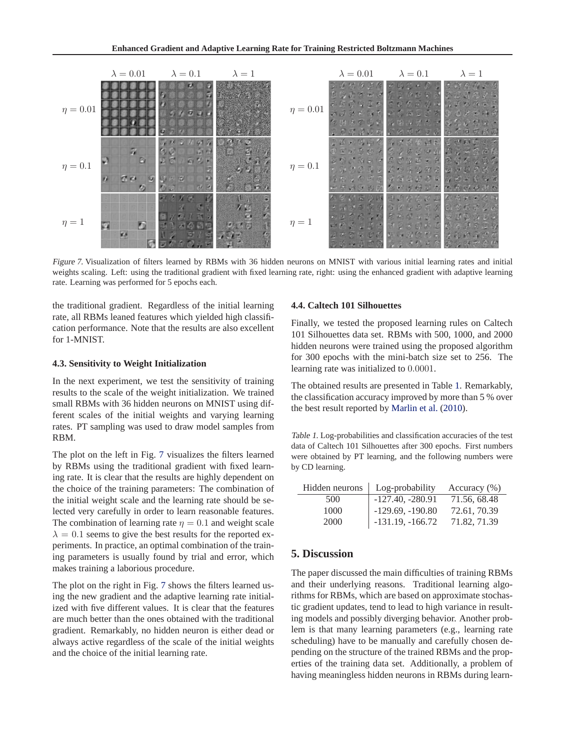Figure 7. Visualization of filters learned by RBMs with 36 hidden neurons on MNIST with various initial learning rates and initial weights scaling. Left: using the traditional gradient with fixed learning rate, right: using the enhanced gradient with adaptive learning rate. Learning was performed for 5 epochs each.

the traditional gradient. Regardless of the initial learning rate, all RBMs leaned features which yielded high classification performance. Note that the results are also excellent for 1-MNIST.

### 4.3. Sensitivity to Weight Initialization

In the next experiment, we test the sensitivity of training results to the scale of the weight initialization. We trained small RBMs with 36 hidden neurons on MNIST using different scales of the initial weights and varying learning rates. PT sampling was used to draw model samples from RBM.

The plot on the left in Fig. 7 visualizes the filters learned by RBMs using the traditional gradient with fixed learning rate. It is clear that the results are highly dependent on the choice of the training parameters: The combination of the initial weight scale and the learning rate should be selected very carefully in order to learn reasonable features. The combination of learning rate $\eta = 0.1$ and weight scale $\lambda = 0.1$ seems to give the best results for the reported experiments. In practice, an optimal combination of the training parameters is usually found by trial and error, which makes training a laborious procedure.

The plot on the right in Fig. 7 shows the filters learned using the new gradient and the adaptive learning rate initialized with five different values. It is clear that the features are much better than the ones obtained with the traditional gradient. Remarkably, no hidden neuron is either dead or always active regardless of the scale of the initial weights and the choice of the initial learning rate.

### 4.4. Caltech 101 Silhouettes

Finally, we tested the proposed learning rules on Caltech 101 Silhouettes data set. RBMs with 500, 1000, and 2000 hidden neurons were trained using the proposed algorithm for 300 epochs with the mini-batch size set to 256. The learning rate was initialized to $0.0001$.

The obtained results are presented in Table 1. Remarkably, the classification accuracy improved by more than 5 % over the best result reported by Marlin et al. (2010).

Table 1. Log-probabilities and classification accuracies of the test data of Caltech 101 Silhouettes after 300 epochs. First numbers were obtained by PT learning, and the following numbers were by CD learning.

| Hidden neurons | Log-probability | Accuracy (%) |
|---|---|---|
| 500 | -127.40, -280.91 | 71.56, 68.48 |
| 1000 | -129.69, -190.80 | 72.61, 70.39 |
| 2000 | -131.19, -166.72 | 71.82, 71.39 |

## 5. Discussion

The paper discussed the main difficulties of training RBMs and their underlying reasons. Traditional learning algorithms for RBMs, which are based on approximate stochastic gradient updates, tend to lead to high variance in resulting models and possibly diverging behavior. Another problem is that many learning parameters (e.g., learning rate scheduling) have to be manually and carefully chosen depending on the structure of the trained RBMs and the properties of the training data set. Additionally, a problem of having meaningless hidden neurons in RBMs during learn-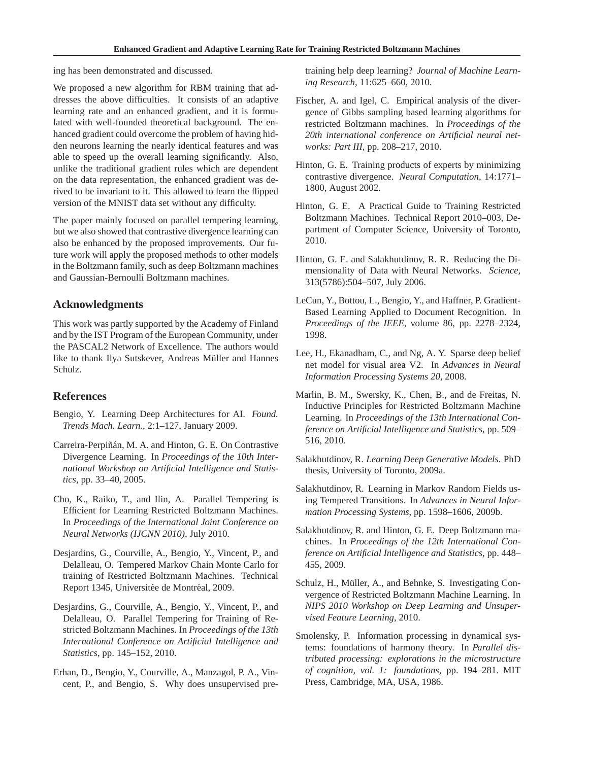ing has been demonstrated and discussed.

We proposed a new algorithm for RBM training that addresses the above difficulties. It consists of an adaptive learning rate and an enhanced gradient, and it is formulated with well-founded theoretical background. The enhanced gradient could overcome the problem of having hidden neurons learning the nearly identical features and was able to speed up the overall learning significantly. Also, unlike the traditional gradient rules which are dependent on the data representation, the enhanced gradient was derived to be invariant to it. This allowed to learn the flipped version of the MNIST data set without any difficulty.

The paper mainly focused on parallel tempering learning, but we also showed that contrastive divergence learning can also be enhanced by the proposed improvements. Our future work will apply the proposed methods to other models in the Boltzmann family, such as deep Boltzmann machines and Gaussian-Bernoulli Boltzmann machines.

## Acknowledgments

This work was partly supported by the Academy of Finland and by the IST Program of the European Community, under the PASCAL2 Network of Excellence. The authors would like to thank Ilya Sutskever, Andreas Müller and Hannes Schulz.

## References

Bengio, Y. Learning Deep Architectures for AI. *Found. Trends Mach. Learn.*, 2:1–127, January 2009.

Carreira-Perpiñán, M. A. and Hinton, G. E. On Contrastive Divergence Learning. In *Proceedings of the 10th International Workshop on Artificial Intelligence and Statistics*, pp. 33–40, 2005.

Cho, K., Raiko, T., and Ilin, A. Parallel Tempering is Efficient for Learning Restricted Boltzmann Machines. In *Proceedings of the International Joint Conference on Neural Networks (IJCNN 2010)*, July 2010.

Desjardins, G., Courville, A., Bengio, Y., Vincent, P., and Delalleau, O. Tempered Markov Chain Monte Carlo for training of Restricted Boltzmann Machines. Technical Report 1345, Universitée de Montréal, 2009.

Desjardins, G., Courville, A., Bengio, Y., Vincent, P., and Delalleau, O. Parallel Tempering for Training of Restricted Boltzmann Machines. In *Proceedings of the 13th International Conference on Artificial Intelligence and Statistics*, pp. 145–152, 2010.

Erhan, D., Bengio, Y., Courville, A., Manzagol, P. A., Vincent, P., and Bengio, S. Why does unsupervised pre-training help deep learning? *Journal of Machine Learning Research*, 11:625–660, 2010.

Fischer, A. and Igel, C. Empirical analysis of the divergence of Gibbs sampling based learning algorithms for restricted Boltzmann machines. In *Proceedings of the 20th international conference on Artificial neural networks: Part III*, pp. 208–217, 2010.

Hinton, G. E. Training products of experts by minimizing contrastive divergence. *Neural Computation*, 14:1771–1800, August 2002.

Hinton, G. E. A Practical Guide to Training Restricted Boltzmann Machines. Technical Report 2010–003, Department of Computer Science, University of Toronto, 2010.

Hinton, G. E. and Salakhutdinov, R. R. Reducing the Dimensionality of Data with Neural Networks. *Science*, 313(5786):504–507, July 2006.

LeCun, Y., Bottou, L., Bengio, Y., and Haffner, P. Gradient-Based Learning Applied to Document Recognition. In *Proceedings of the IEEE*, volume 86, pp. 2278–2324, 1998.

Lee, H., Ekanadham, C., and Ng, A. Y. Sparse deep belief net model for visual area V2. In *Advances in Neural Information Processing Systems 20*, 2008.

Marlin, B. M., Swersky, K., Chen, B., and de Freitas, N. Inductive Principles for Restricted Boltzmann Machine Learning. In *Proceedings of the 13th International Conference on Artificial Intelligence and Statistics*, pp. 509–516, 2010.

Salakhutdinov, R. *Learning Deep Generative Models*. PhD thesis, University of Toronto, 2009a.

Salakhutdinov, R. Learning in Markov Random Fields using Tempered Transitions. In *Advances in Neural Information Processing Systems*, pp. 1598–1606, 2009b.

Salakhutdinov, R. and Hinton, G. E. Deep Boltzmann machines. In *Proceedings of the 12th International Conference on Artificial Intelligence and Statistics*, pp. 448–455, 2009.

Schulz, H., Müller, A., and Behnke, S. Investigating Convergence of Restricted Boltzmann Machine Learning. In *NIPS 2010 Workshop on Deep Learning and Unsupervised Feature Learning*, 2010.

Smolensky, P. Information processing in dynamical systems: foundations of harmony theory. In *Parallel distributed processing: explorations in the microstructure of cognition, vol. 1: foundations*, pp. 194–281. MIT Press, Cambridge, MA, USA, 1986.